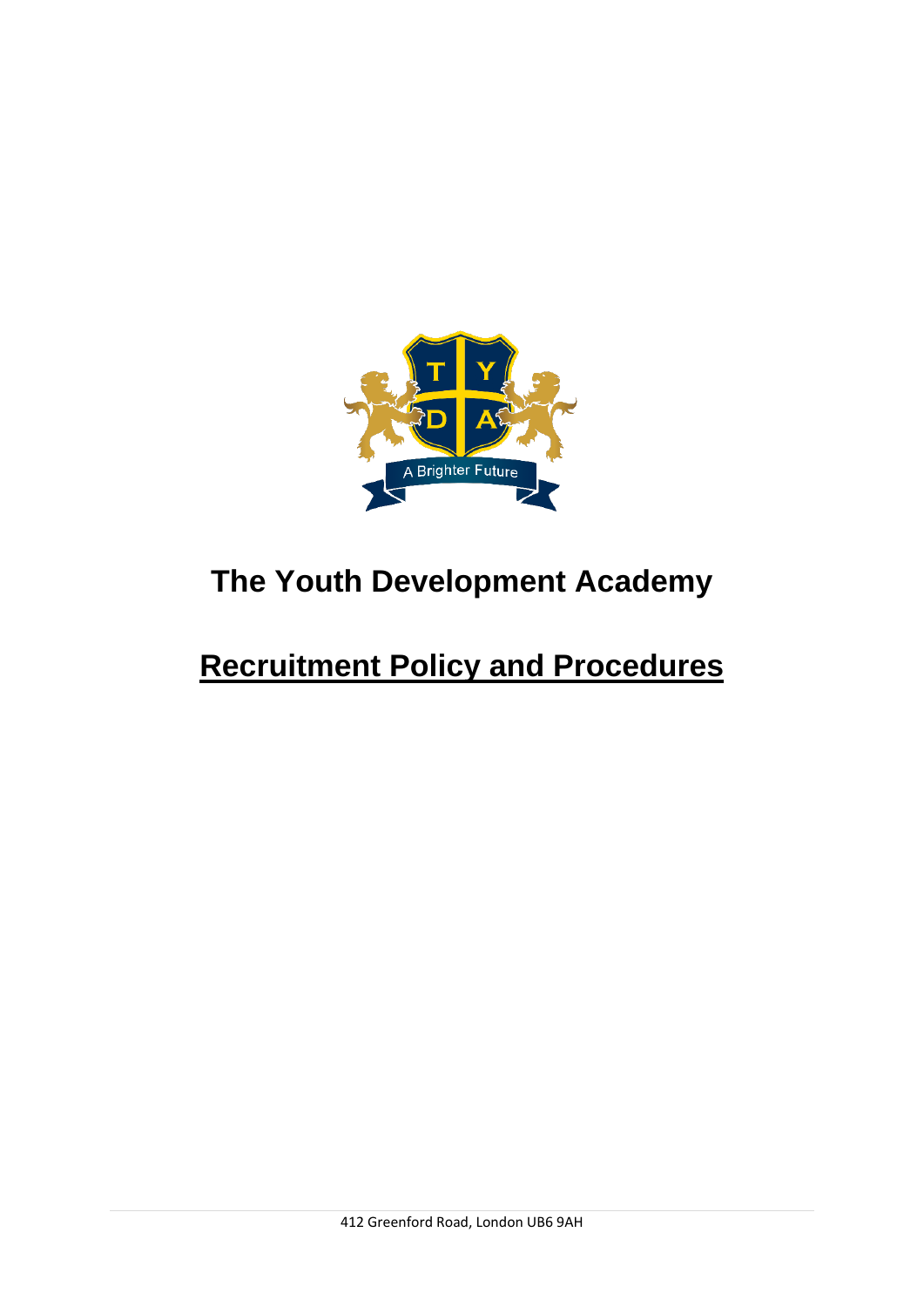# The Youth Development Academy

## Recruitment Policy and Procedures

412 Greenford Road, London UB6 9AH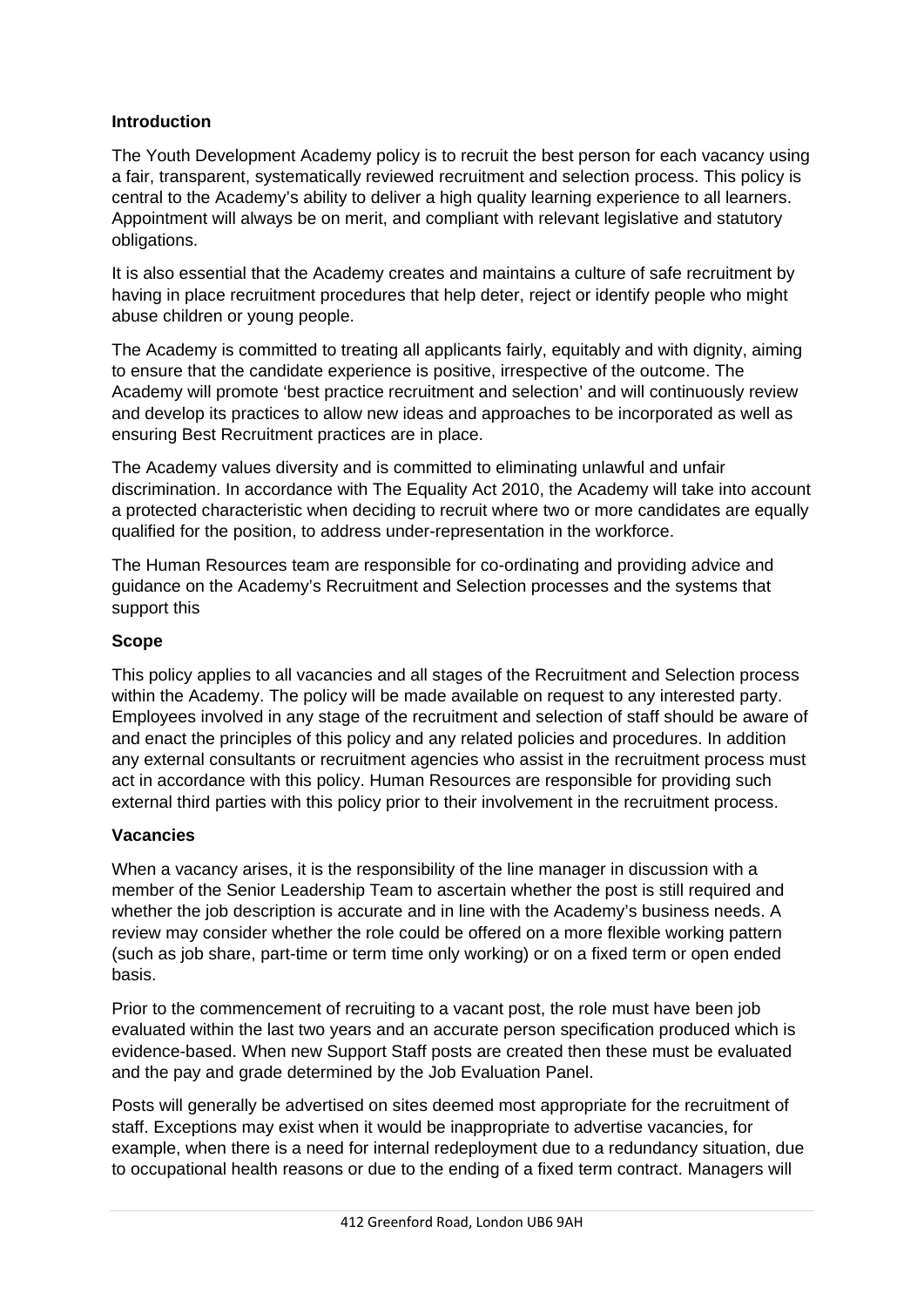**Introduction**

The Youth Development Academy policy is to recruit the best person for each vacancy using a fair, transparent, systematically reviewed recruitment and selection process. This policy is central to the Academy's ability to deliver a high quality learning experience to all learners. Appointment will always be on merit, and compliant with relevant legislative and statutory obligations.

It is also essential that the Academy creates and maintains a culture of safe recruitment by having in place recruitment procedures that help deter, reject or identify people who might abuse children or young people.

The Academy is committed to treating all applicants fairly, equitably and with dignity, aiming to ensure that the candidate experience is positive, irrespective of the outcome. The Academy will promote 'best practice recruitment and selection' and will continuously review and develop its practices to allow new ideas and approaches to be incorporated as well as ensuring Best Recruitment practices are in place.

The Academy values diversity and is committed to eliminating unlawful and unfair discrimination. In accordance with The Equality Act 2010, the Academy will take into account a protected characteristic when deciding to recruit where two or more candidates are equally qualified for the position, to address under-representation in the workforce.

The Human Resources team are responsible for co-ordinating and providing advice and guidance on the Academy's Recruitment and Selection processes and the systems that support this

**Scope**

This policy applies to all vacancies and all stages of the Recruitment and Selection process within the Academy. The policy will be made available on request to any interested party. Employees involved in any stage of the recruitment and selection of staff should be aware of and enact the principles of this policy and any related policies and procedures. In addition any external consultants or recruitment agencies who assist in the recruitment process must act in accordance with this policy. Human Resources are responsible for providing such external third parties with this policy prior to their involvement in the recruitment process.

**Vacancies**

When a vacancy arises, it is the responsibility of the line manager in discussion with a member of the Senior Leadership Team to ascertain whether the post is still required and whether the job description is accurate and in line with the Academy's business needs. A review may consider whether the role could be offered on a more flexible working pattern (such as job share, part-time or term time only working) or on a fixed term or open ended basis.

Prior to the commencement of recruiting to a vacant post, the role must have been job evaluated within the last two years and an accurate person specification produced which is evidence-based. When new Support Staff posts are created then these must be evaluated and the pay and grade determined by the Job Evaluation Panel.

Posts will generally be advertised on sites deemed most appropriate for the recruitment of staff. Exceptions may exist when it would be inappropriate to advertise vacancies, for example, when there is a need for internal redeployment due to a redundancy situation, due to occupational health reasons or due to the ending of a fixed term contract. Managers will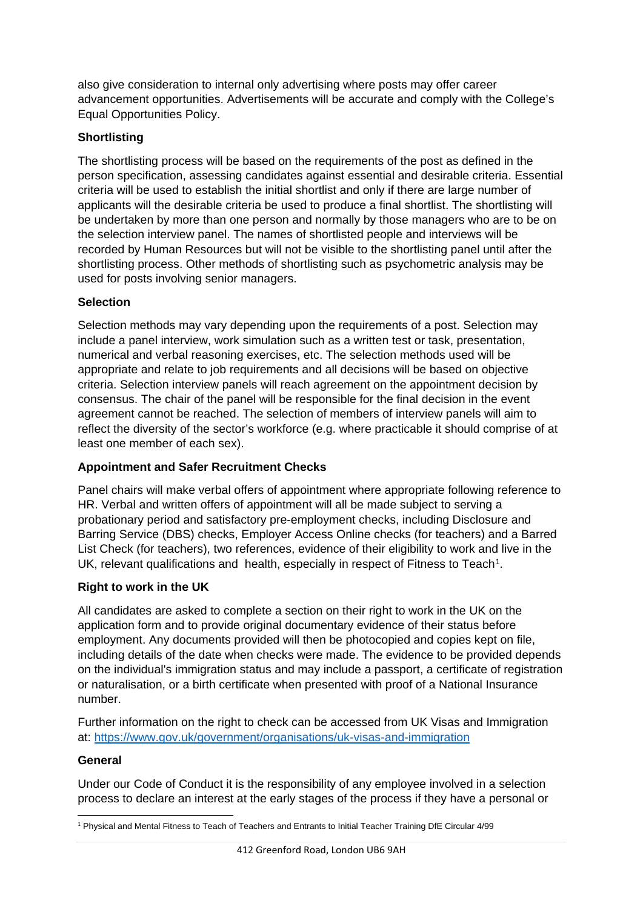also give consideration to internal only advertising where posts may offer career advancement opportunities. Advertisements will be accurate and comply with the College's Equal Opportunities Policy.

**Shortlisting**

The shortlisting process will be based on the requirements of the post as defined in the person specification, assessing candidates against essential and desirable criteria. Essential criteria will be used to establish the initial shortlist and only if there are large number of applicants will the desirable criteria be used to produce a final shortlist. The shortlisting will be undertaken by more than one person and normally by those managers who are to be on the selection interview panel. The names of shortlisted people and interviews will be recorded by Human Resources but will not be visible to the shortlisting panel until after the shortlisting process. Other methods of shortlisting such as psychometric analysis may be used for posts involving senior managers.

**Selection**

Selection methods may vary depending upon the requirements of a post. Selection may include a panel interview, work simulation such as a written test or task, presentation, numerical and verbal reasoning exercises, etc. The selection methods used will be appropriate and relate to job requirements and all decisions will be based on objective criteria. Selection interview panels will reach agreement on the appointment decision by consensus. The chair of the panel will be responsible for the final decision in the event agreement cannot be reached. The selection of members of interview panels will aim to reflect the diversity of the sector's workforce (e.g. where practicable it should comprise of at least one member of each sex).

**Appointment and Safer Recruitment Checks**

Panel chairs will make verbal offers of appointment where appropriate following reference to HR. Verbal and written offers of appointment will all be made subject to serving a probationary period and satisfactory pre-employment checks, including Disclosure and Barring Service (DBS) checks, Employer Access Online checks (for teachers) and a Barred List Check (for teachers), two references, evidence of their eligibility to work and live in the UK, relevant qualifications and health, especially in respect of Fitness to Teach[1].

**Right to work in the UK**

All candidates are asked to complete a section on their right to work in the UK on the application form and to provide original documentary evidence of their status before employment. Any documents provided will then be photocopied and copies kept on file, including details of the date when checks were made. The evidence to be provided depends on the individual's immigration status and may include a passport, a certificate of registration or naturalisation, or a birth certificate when presented with proof of a National Insurance number.

Further information on the right to check can be accessed from UK Visas and Immigration at: https://www.gov.uk/government/organisations/uk-visas-and-immigration

**General**

Under our Code of Conduct it is the responsibility of any employee involved in a selection process to declare an interest at the early stages of the process if they have a personal or

[1] Physical and Mental Fitness to Teach of Teachers and Entrants to Initial Teacher Training DfE Circular 4/99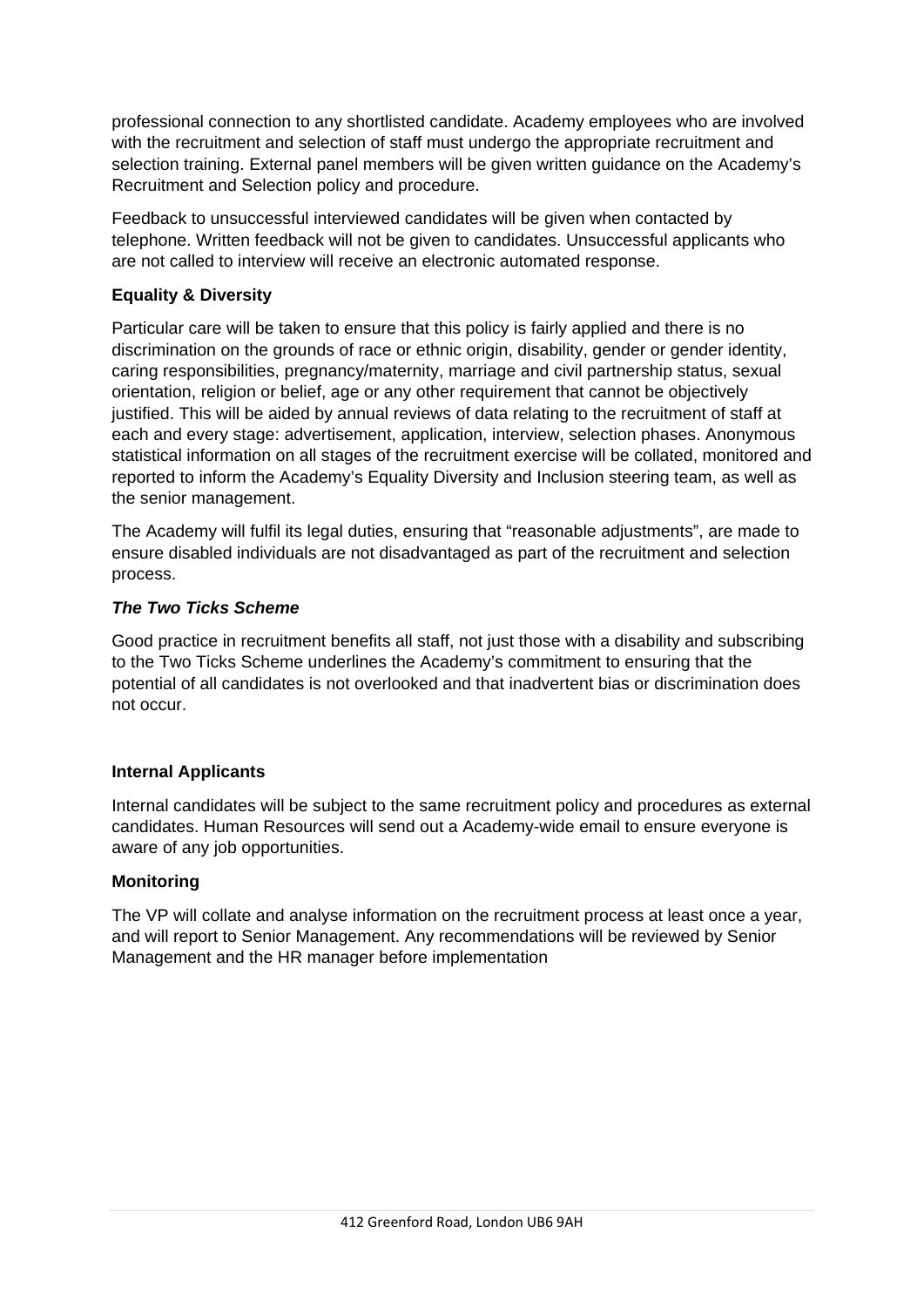professional connection to any shortlisted candidate. Academy employees who are involved with the recruitment and selection of staff must undergo the appropriate recruitment and selection training. External panel members will be given written guidance on the Academy's Recruitment and Selection policy and procedure.

Feedback to unsuccessful interviewed candidates will be given when contacted by telephone. Written feedback will not be given to candidates. Unsuccessful applicants who are not called to interview will receive an electronic automated response.

**Equality & Diversity**

Particular care will be taken to ensure that this policy is fairly applied and there is no discrimination on the grounds of race or ethnic origin, disability, gender or gender identity, caring responsibilities, pregnancy/maternity, marriage and civil partnership status, sexual orientation, religion or belief, age or any other requirement that cannot be objectively justified. This will be aided by annual reviews of data relating to the recruitment of staff at each and every stage: advertisement, application, interview, selection phases. Anonymous statistical information on all stages of the recruitment exercise will be collated, monitored and reported to inform the Academy's Equality Diversity and Inclusion steering team, as well as the senior management.

The Academy will fulfil its legal duties, ensuring that "reasonable adjustments", are made to ensure disabled individuals are not disadvantaged as part of the recruitment and selection process.

***The Two Ticks Scheme***

Good practice in recruitment benefits all staff, not just those with a disability and subscribing to the Two Ticks Scheme underlines the Academy's commitment to ensuring that the potential of all candidates is not overlooked and that inadvertent bias or discrimination does not occur.

**Internal Applicants**

Internal candidates will be subject to the same recruitment policy and procedures as external candidates. Human Resources will send out a Academy-wide email to ensure everyone is aware of any job opportunities.

**Monitoring**

The VP will collate and analyse information on the recruitment process at least once a year, and will report to Senior Management. Any recommendations will be reviewed by Senior Management and the HR manager before implementation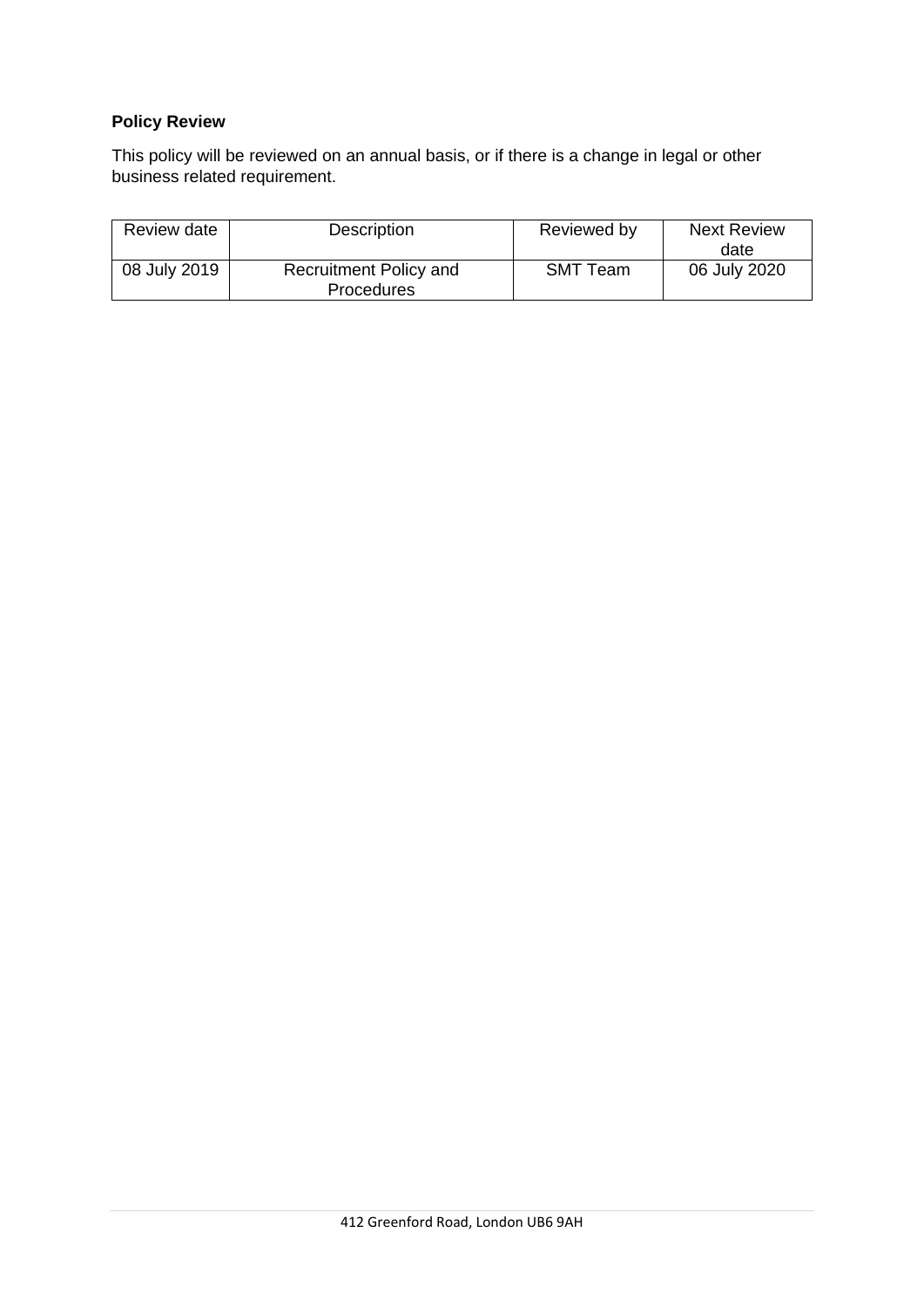**Policy Review**

This policy will be reviewed on an annual basis, or if there is a change in legal or other business related requirement.

| Review date | Description | Reviewed by | Next Review date |
|---|---|---|---|
| 08 July 2019 | Recruitment Policy and Procedures | SMT Team | 06 July 2020 |